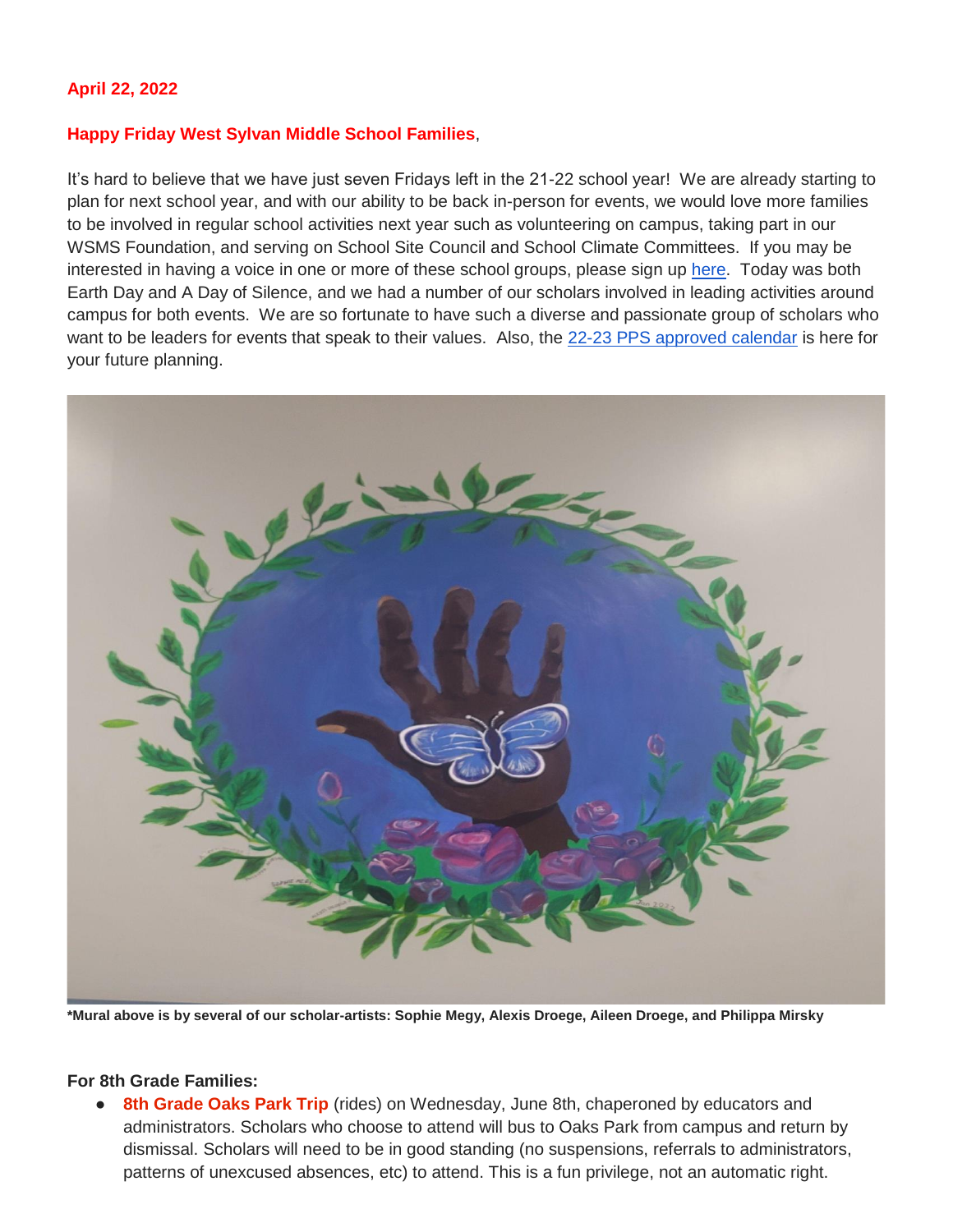**April 22, 2022**

**Happy Friday West Sylvan Middle School Families**,

It's hard to believe that we have just seven Fridays left in the 21-22 school year! We are already starting to plan for next school year, and with our ability to be back in-person for events, we would love more families to be involved in regular school activities next year such as volunteering on campus, taking part in our WSMS Foundation, and serving on School Site Council and School Climate Committees. If you may be interested in having a voice in one or more of these school groups, please sign up here. Today was both Earth Day and A Day of Silence, and we had a number of our scholars involved in leading activities around campus for both events. We are so fortunate to have such a diverse and passionate group of scholars who want to be leaders for events that speak to their values. Also, the 22-23 PPS approved calendar is here for your future planning.

**\*Mural above is by several of our scholar-artists: Sophie Megy, Alexis Droege, Aileen Droege, and Philippa Mirsky**

**For 8th Grade Families:**

- **8th Grade Oaks Park Trip** (rides) on Wednesday, June 8th, chaperoned by educators and administrators. Scholars who choose to attend will bus to Oaks Park from campus and return by dismissal. Scholars will need to be in good standing (no suspensions, referrals to administrators, patterns of unexcused absences, etc) to attend. This is a fun privilege, not an automatic right.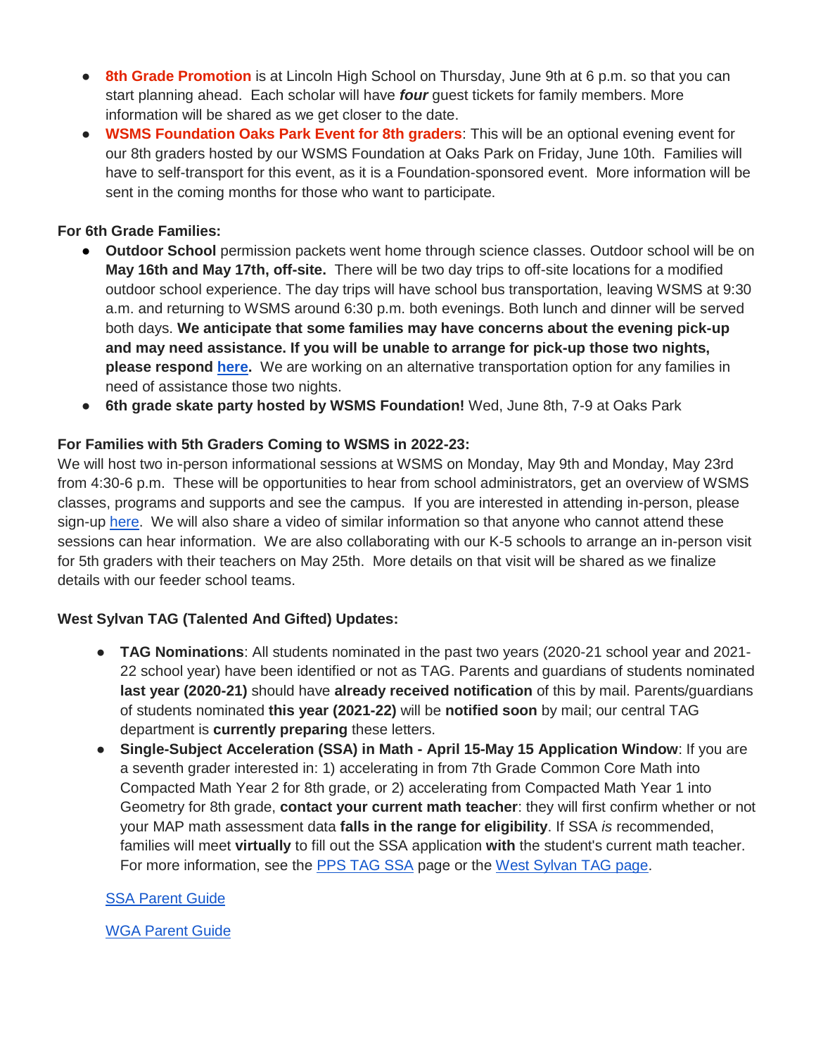- **8th Grade Promotion** is at Lincoln High School on Thursday, June 9th at 6 p.m. so that you can start planning ahead. Each scholar will have ***four*** guest tickets for family members. More information will be shared as we get closer to the date.
- **WSMS Foundation Oaks Park Event for 8th graders**: This will be an optional evening event for our 8th graders hosted by our WSMS Foundation at Oaks Park on Friday, June 10th. Families will have to self-transport for this event, as it is a Foundation-sponsored event. More information will be sent in the coming months for those who want to participate.

**For 6th Grade Families:**

- **Outdoor School** permission packets went home through science classes. Outdoor school will be on **May 16th and May 17th, off-site.** There will be two day trips to off-site locations for a modified outdoor school experience. The day trips will have school bus transportation, leaving WSMS at 9:30 a.m. and returning to WSMS around 6:30 p.m. both evenings. Both lunch and dinner will be served both days. **We anticipate that some families may have concerns about the evening pick-up and may need assistance. If you will be unable to arrange for pick-up those two nights, please respond here.** We are working on an alternative transportation option for any families in need of assistance those two nights.
- **6th grade skate party hosted by WSMS Foundation!** Wed, June 8th, 7-9 at Oaks Park

**For Families with 5th Graders Coming to WSMS in 2022-23:**

We will host two in-person informational sessions at WSMS on Monday, May 9th and Monday, May 23rd from 4:30-6 p.m. These will be opportunities to hear from school administrators, get an overview of WSMS classes, programs and supports and see the campus. If you are interested in attending in-person, please sign-up here. We will also share a video of similar information so that anyone who cannot attend these sessions can hear information. We are also collaborating with our K-5 schools to arrange an in-person visit for 5th graders with their teachers on May 25th. More details on that visit will be shared as we finalize details with our feeder school teams.

**West Sylvan TAG (Talented And Gifted) Updates:**

- **TAG Nominations**: All students nominated in the past two years (2020-21 school year and 2021-22 school year) have been identified or not as TAG. Parents and guardians of students nominated **last year (2020-21)** should have **already received notification** of this by mail. Parents/guardians of students nominated **this year (2021-22)** will be **notified soon** by mail; our central TAG department is **currently preparing** these letters.
- **Single-Subject Acceleration (SSA) in Math - April 15-May 15 Application Window**: If you are a seventh grader interested in: 1) accelerating in from 7th Grade Common Core Math into Compacted Math Year 2 for 8th grade, or 2) accelerating from Compacted Math Year 1 into Geometry for 8th grade, **contact your current math teacher**: they will first confirm whether or not your MAP math assessment data **falls in the range for eligibility**. If SSA *is* recommended, families will meet **virtually** to fill out the SSA application **with** the student's current math teacher. For more information, see the PPS TAG SSA page or the West Sylvan TAG page.

SSA Parent Guide

WGA Parent Guide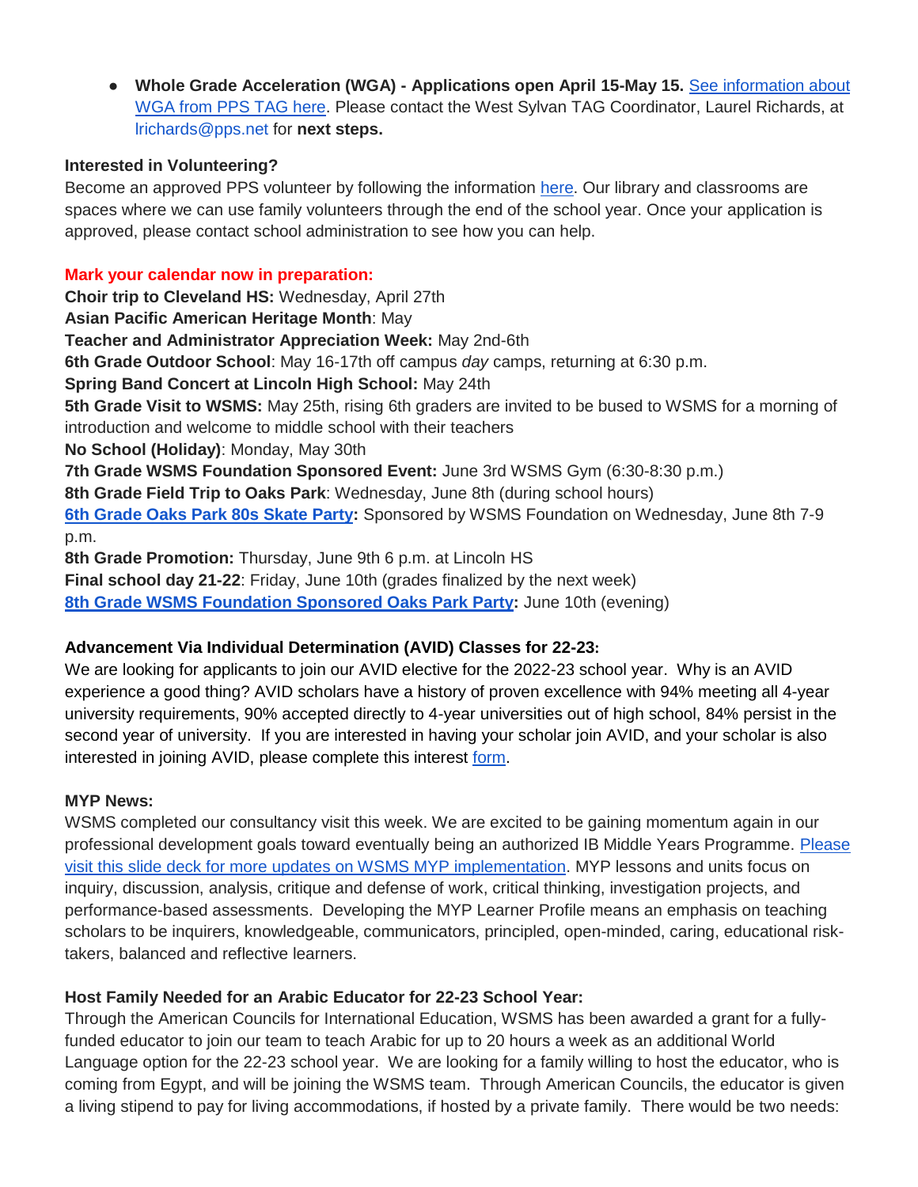- **Whole Grade Acceleration (WGA) - Applications open April 15-May 15.** See information about WGA from PPS TAG here. Please contact the West Sylvan TAG Coordinator, Laurel Richards, at lrichards@pps.net for **next steps.**

**Interested in Volunteering?**

Become an approved PPS volunteer by following the information here. Our library and classrooms are spaces where we can use family volunteers through the end of the school year. Once your application is approved, please contact school administration to see how you can help.

**Mark your calendar now in preparation:**

**Choir trip to Cleveland HS:** Wednesday, April 27th
**Asian Pacific American Heritage Month**: May
**Teacher and Administrator Appreciation Week:** May 2nd-6th
**6th Grade Outdoor School**: May 16-17th off campus *day* camps, returning at 6:30 p.m.
**Spring Band Concert at Lincoln High School:** May 24th
**5th Grade Visit to WSMS:** May 25th, rising 6th graders are invited to be bused to WSMS for a morning of introduction and welcome to middle school with their teachers
**No School (Holiday)**: Monday, May 30th
**7th Grade WSMS Foundation Sponsored Event:** June 3rd WSMS Gym (6:30-8:30 p.m.)
**8th Grade Field Trip to Oaks Park**: Wednesday, June 8th (during school hours)
**6th Grade Oaks Park 80s Skate Party:** Sponsored by WSMS Foundation on Wednesday, June 8th 7-9 p.m.
**8th Grade Promotion:** Thursday, June 9th 6 p.m. at Lincoln HS
**Final school day 21-22**: Friday, June 10th (grades finalized by the next week)
**8th Grade WSMS Foundation Sponsored Oaks Park Party:** June 10th (evening)

**Advancement Via Individual Determination (AVID) Classes for 22-23:**

We are looking for applicants to join our AVID elective for the 2022-23 school year. Why is an AVID experience a good thing? AVID scholars have a history of proven excellence with 94% meeting all 4-year university requirements, 90% accepted directly to 4-year universities out of high school, 84% persist in the second year of university. If you are interested in having your scholar join AVID, and your scholar is also interested in joining AVID, please complete this interest form.

**MYP News:**

WSMS completed our consultancy visit this week. We are excited to be gaining momentum again in our professional development goals toward eventually being an authorized IB Middle Years Programme. Please visit this slide deck for more updates on WSMS MYP implementation. MYP lessons and units focus on inquiry, discussion, analysis, critique and defense of work, critical thinking, investigation projects, and performance-based assessments. Developing the MYP Learner Profile means an emphasis on teaching scholars to be inquirers, knowledgeable, communicators, principled, open-minded, caring, educational risk-takers, balanced and reflective learners.

**Host Family Needed for an Arabic Educator for 22-23 School Year:**

Through the American Councils for International Education, WSMS has been awarded a grant for a fully-funded educator to join our team to teach Arabic for up to 20 hours a week as an additional World Language option for the 22-23 school year. We are looking for a family willing to host the educator, who is coming from Egypt, and will be joining the WSMS team. Through American Councils, the educator is given a living stipend to pay for living accommodations, if hosted by a private family. There would be two needs: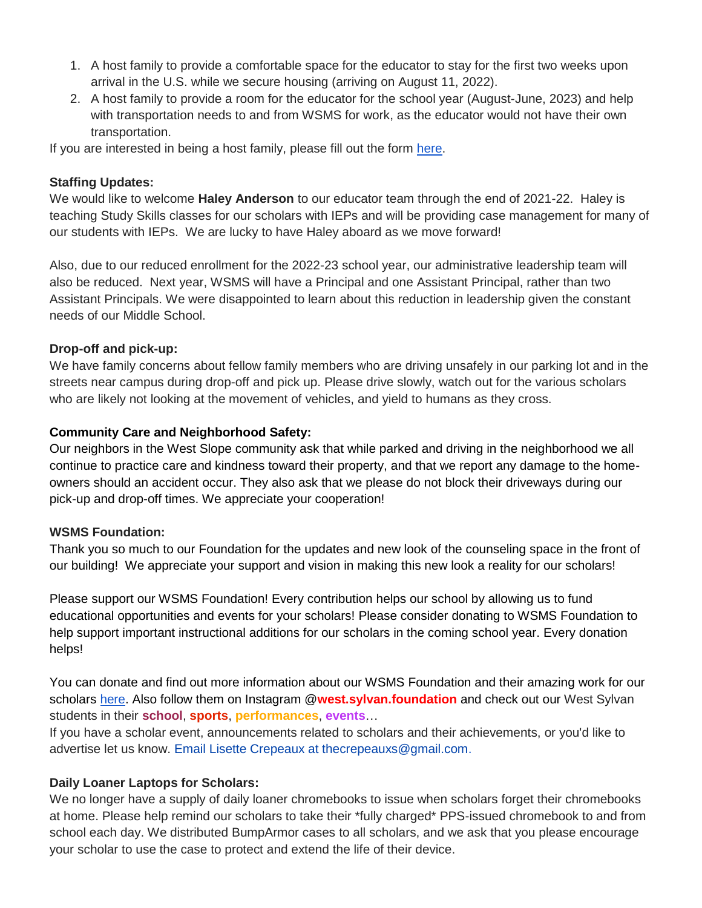1. A host family to provide a comfortable space for the educator to stay for the first two weeks upon arrival in the U.S. while we secure housing (arriving on August 11, 2022).
2. A host family to provide a room for the educator for the school year (August-June, 2023) and help with transportation needs to and from WSMS for work, as the educator would not have their own transportation.

If you are interested in being a host family, please fill out the form here.

**Staffing Updates:**
We would like to welcome **Haley Anderson** to our educator team through the end of 2021-22. Haley is teaching Study Skills classes for our scholars with IEPs and will be providing case management for many of our students with IEPs. We are lucky to have Haley aboard as we move forward!

Also, due to our reduced enrollment for the 2022-23 school year, our administrative leadership team will also be reduced. Next year, WSMS will have a Principal and one Assistant Principal, rather than two Assistant Principals. We were disappointed to learn about this reduction in leadership given the constant needs of our Middle School.

**Drop-off and pick-up:**
We have family concerns about fellow family members who are driving unsafely in our parking lot and in the streets near campus during drop-off and pick up. Please drive slowly, watch out for the various scholars who are likely not looking at the movement of vehicles, and yield to humans as they cross.

**Community Care and Neighborhood Safety:**
Our neighbors in the West Slope community ask that while parked and driving in the neighborhood we all continue to practice care and kindness toward their property, and that we report any damage to the home-owners should an accident occur. They also ask that we please do not block their driveways during our pick-up and drop-off times. We appreciate your cooperation!

**WSMS Foundation:**
Thank you so much to our Foundation for the updates and new look of the counseling space in the front of our building! We appreciate your support and vision in making this new look a reality for our scholars!

Please support our WSMS Foundation! Every contribution helps our school by allowing us to fund educational opportunities and events for your scholars! Please consider donating to WSMS Foundation to help support important instructional additions for our scholars in the coming school year. Every donation helps!

You can donate and find out more information about our WSMS Foundation and their amazing work for our scholars here. Also follow them on Instagram @**west.sylvan.foundation** and check out our West Sylvan students in their **school**, **sports**, **performances**, **events**…
If you have a scholar event, announcements related to scholars and their achievements, or you'd like to advertise let us know. Email Lisette Crepeaux at thecrepeauxs@gmail.com.

**Daily Loaner Laptops for Scholars:**
We no longer have a supply of daily loaner chromebooks to issue when scholars forget their chromebooks at home. Please help remind our scholars to take their *fully charged* PPS-issued chromebook to and from school each day. We distributed BumpArmor cases to all scholars, and we ask that you please encourage your scholar to use the case to protect and extend the life of their device.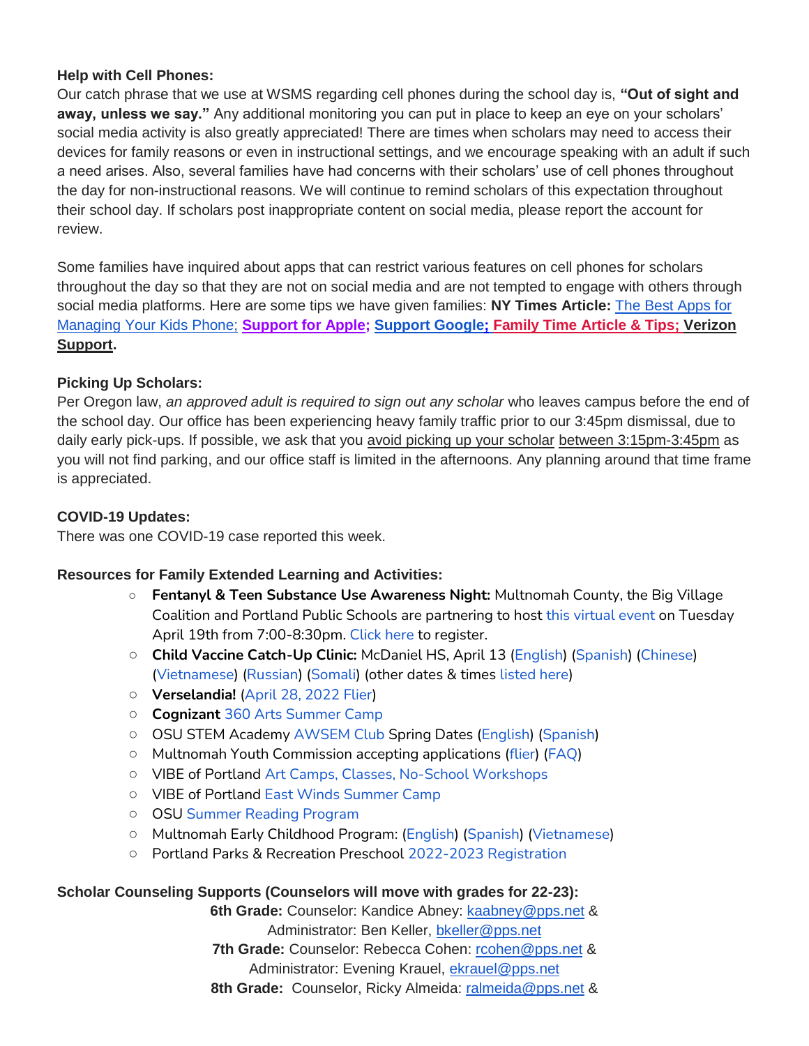**Help with Cell Phones:**
Our catch phrase that we use at WSMS regarding cell phones during the school day is, **"Out of sight and away, unless we say."** Any additional monitoring you can put in place to keep an eye on your scholars' social media activity is also greatly appreciated! There are times when scholars may need to access their devices for family reasons or even in instructional settings, and we encourage speaking with an adult if such a need arises. Also, several families have had concerns with their scholars' use of cell phones throughout the day for non-instructional reasons. We will continue to remind scholars of this expectation throughout their school day. If scholars post inappropriate content on social media, please report the account for review.

Some families have inquired about apps that can restrict various features on cell phones for scholars throughout the day so that they are not on social media and are not tempted to engage with others through social media platforms. Here are some tips we have given families: **NY Times Article:** The Best Apps for Managing Your Kids Phone; **Support for Apple; Support Google; Family Time Article & Tips; Verizon Support.**

**Picking Up Scholars:**
Per Oregon law, *an approved adult is required to sign out any scholar* who leaves campus before the end of the school day. Our office has been experiencing heavy family traffic prior to our 3:45pm dismissal, due to daily early pick-ups. If possible, we ask that you avoid picking up your scholar between 3:15pm-3:45pm as you will not find parking, and our office staff is limited in the afternoons. Any planning around that time frame is appreciated.

**COVID-19 Updates:**
There was one COVID-19 case reported this week.

**Resources for Family Extended Learning and Activities:**

- **Fentanyl & Teen Substance Use Awareness Night:** Multnomah County, the Big Village Coalition and Portland Public Schools are partnering to host this virtual event on Tuesday April 19th from 7:00-8:30pm. Click here to register.
- **Child Vaccine Catch-Up Clinic:** McDaniel HS, April 13 (English) (Spanish) (Chinese) (Vietnamese) (Russian) (Somali) (other dates & times listed here)
- **Verselandia!** (April 28, 2022 Flier)
- **Cognizant** 360 Arts Summer Camp
- OSU STEM Academy AWSEM Club Spring Dates (English) (Spanish)
- Multnomah Youth Commission accepting applications (flier) (FAQ)
- VIBE of Portland Art Camps, Classes, No-School Workshops
- VIBE of Portland East Winds Summer Camp
- OSU Summer Reading Program
- Multnomah Early Childhood Program: (English) (Spanish) (Vietnamese)
- Portland Parks & Recreation Preschool 2022-2023 Registration

**Scholar Counseling Supports (Counselors will move with grades for 22-23):**

**6th Grade:** Counselor: Kandice Abney: kaabney@pps.net &
Administrator: Ben Keller, bkeller@pps.net

**7th Grade:** Counselor: Rebecca Cohen: rcohen@pps.net &
Administrator: Evening Krauel, ekrauel@pps.net

**8th Grade:** Counselor, Ricky Almeida: ralmeida@pps.net &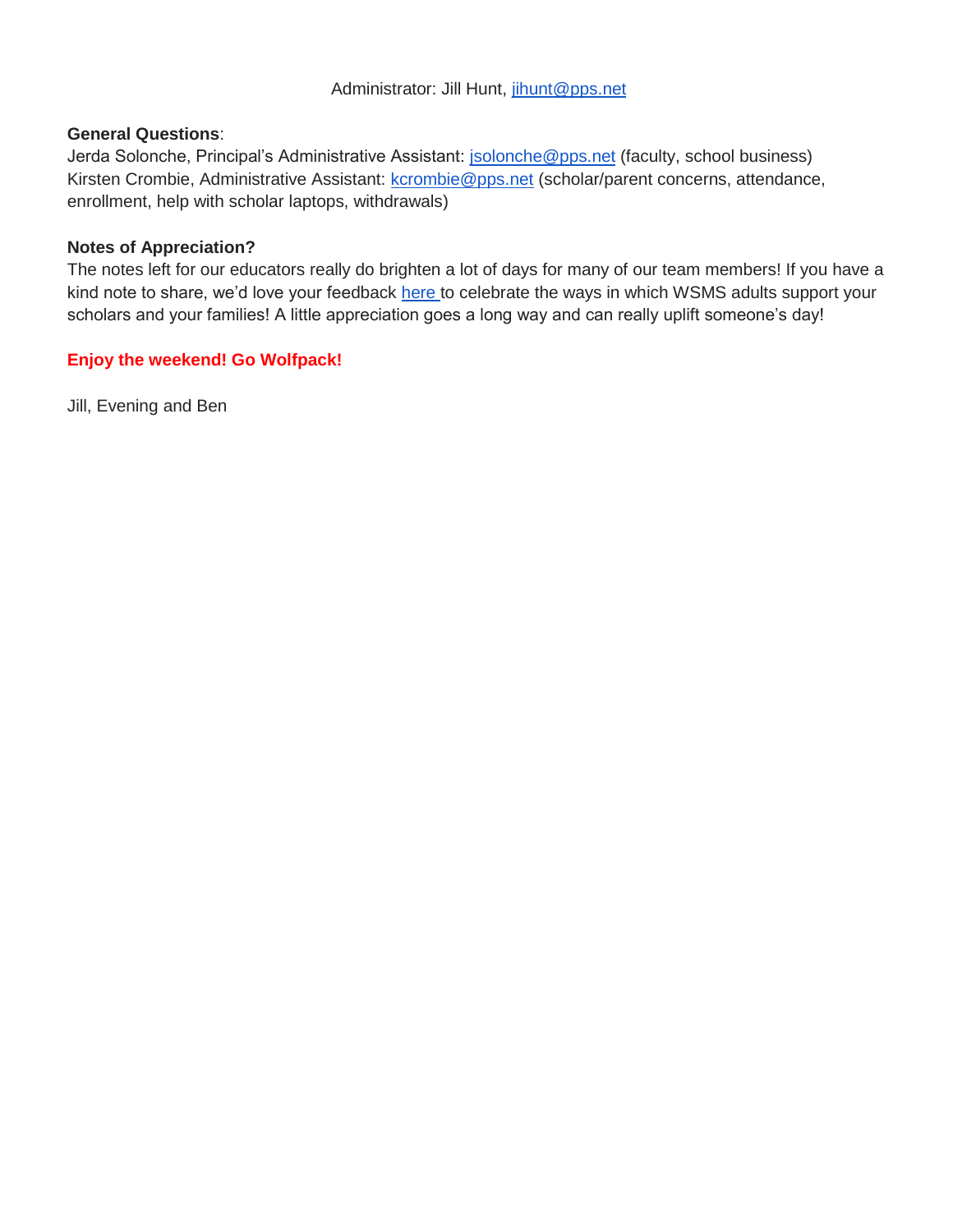Administrator: Jill Hunt, [jihunt@pps.net](mailto:jihunt@pps.net)

**General Questions**:
Jerda Solonche, Principal's Administrative Assistant: [jsolonche@pps.net](mailto:jsolonche@pps.net) (faculty, school business)
Kirsten Crombie, Administrative Assistant: [kcrombie@pps.net](mailto:kcrombie@pps.net) (scholar/parent concerns, attendance, enrollment, help with scholar laptops, withdrawals)

**Notes of Appreciation?**
The notes left for our educators really do brighten a lot of days for many of our team members! If you have a kind note to share, we'd love your feedback here to celebrate the ways in which WSMS adults support your scholars and your families! A little appreciation goes a long way and can really uplift someone's day!

**Enjoy the weekend! Go Wolfpack!**

Jill, Evening and Ben